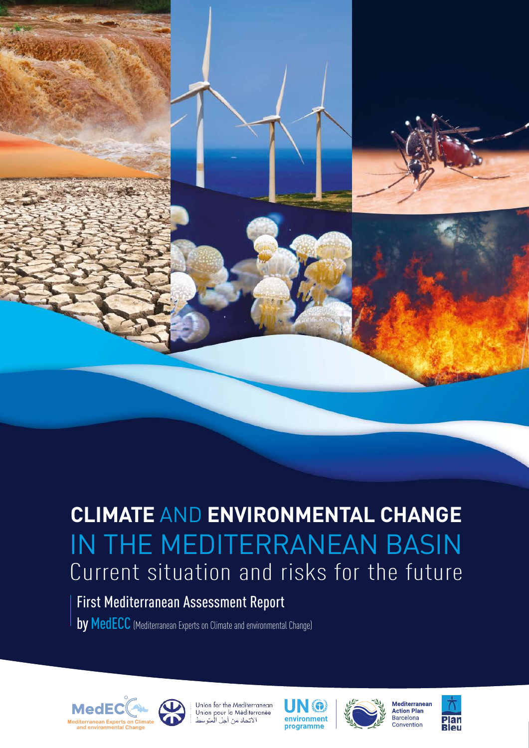# CLIMATE AND ENVIRONMENTAL CHANGE IN THE MEDITERRANEAN BASIN

## Current situation and risks for the future

First Mediterranean Assessment Report

by MedECC (Mediterranean Experts on Climate and environmental Change)

MedECC Mediterranean Experts on Climate and environmental Change

Union for the Mediterranean
Union pour la Méditerranée
الاتحاد من أجل المتوسط

UN environment programme

Mediterranean Action Plan
Barcelona Convention

Plan Bleu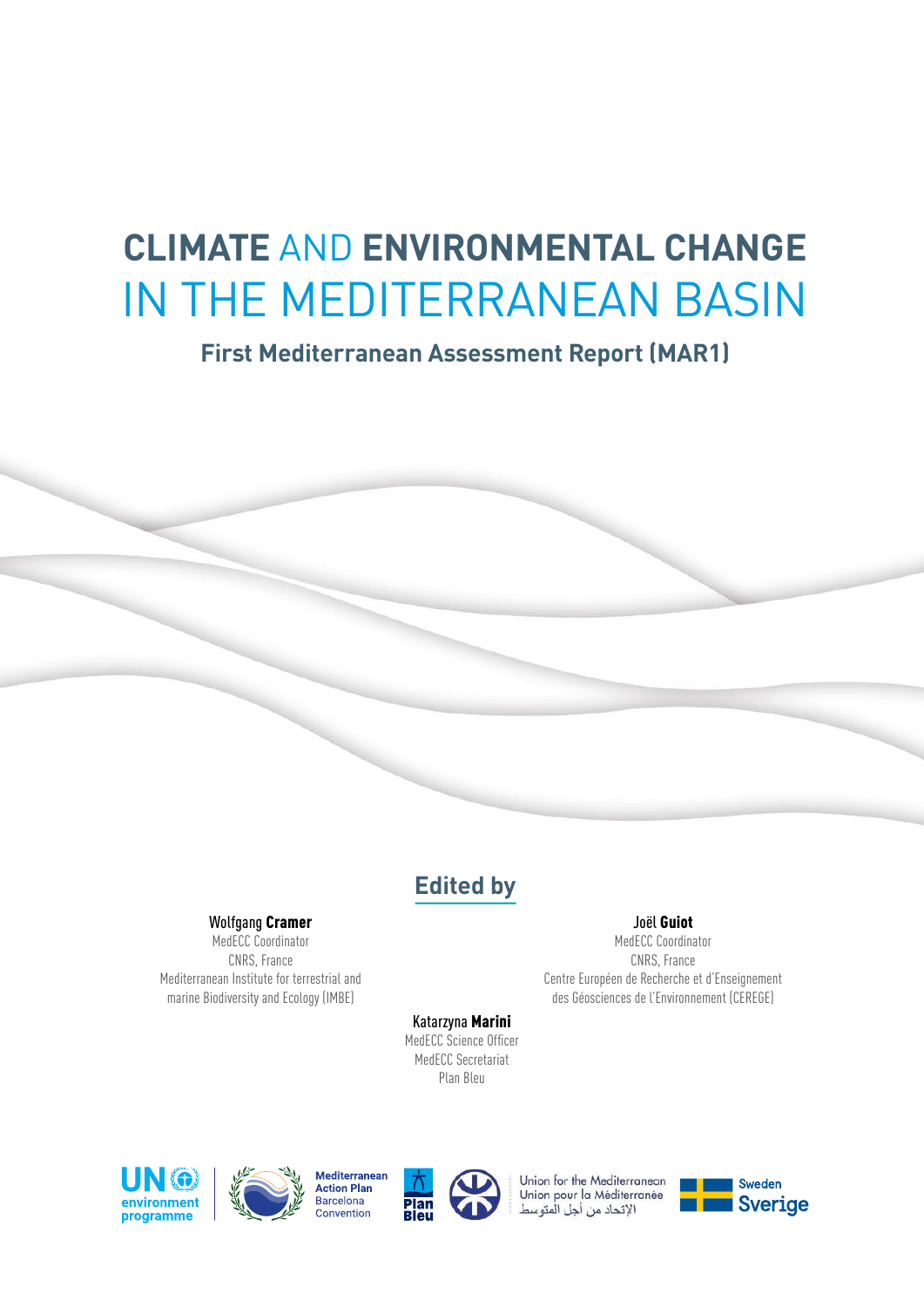# **CLIMATE** AND **ENVIRONMENTAL CHANGE** IN THE MEDITERRANEAN BASIN

## First Mediterranean Assessment Report (MAR1)

### Edited by

Wolfgang **Cramer**
MedECC Coordinator
CNRS, France
Mediterranean Institute for terrestrial and marine Biodiversity and Ecology (IMBE)

Joël **Guiot**
MedECC Coordinator
CNRS, France
Centre Européen de Recherche et d'Enseignement des Géosciences de l'Environnement (CEREGE)

Katarzyna **Marini**
MedECC Science Officer
MedECC Secretariat
Plan Bleu

UN environment programme | Mediterranean Action Plan Barcelona Convention | Plan Bleu | Union for the Mediterranean / Union pour la Méditerranée / الإتحاد من أجل المتوسط | Sweden Sverige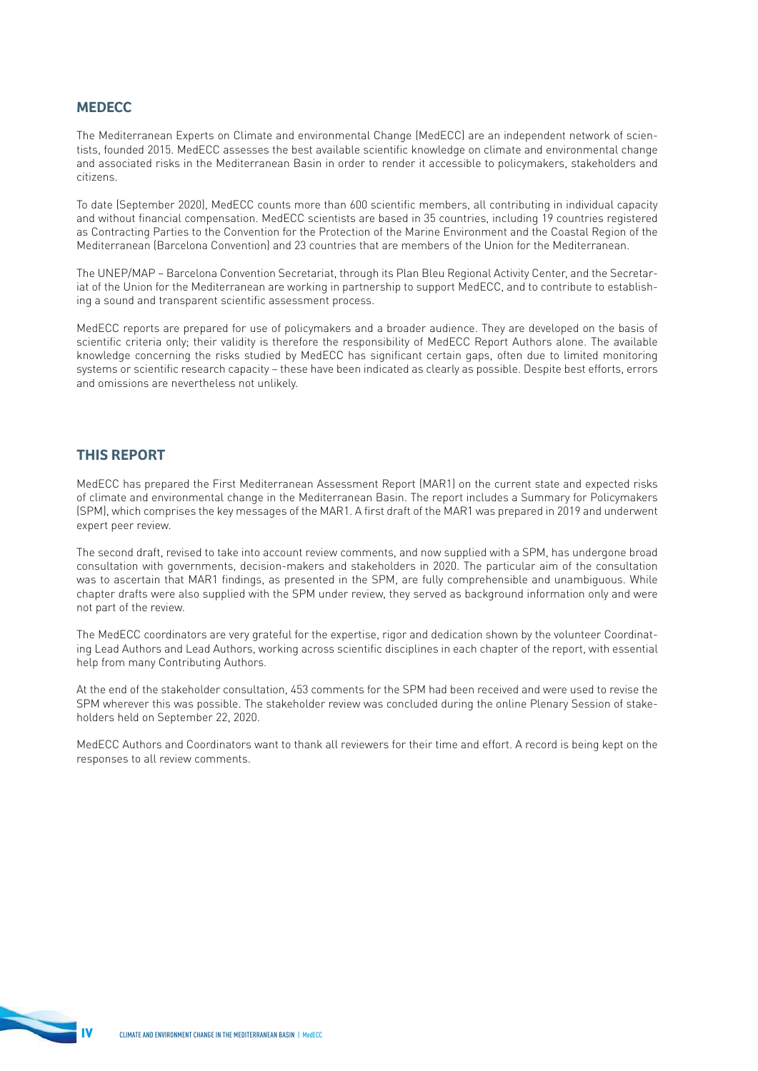## MEDECC

The Mediterranean Experts on Climate and environmental Change (MedECC) are an independent network of scientists, founded 2015. MedECC assesses the best available scientific knowledge on climate and environmental change and associated risks in the Mediterranean Basin in order to render it accessible to policymakers, stakeholders and citizens.

To date (September 2020), MedECC counts more than 600 scientific members, all contributing in individual capacity and without financial compensation. MedECC scientists are based in 35 countries, including 19 countries registered as Contracting Parties to the Convention for the Protection of the Marine Environment and the Coastal Region of the Mediterranean (Barcelona Convention) and 23 countries that are members of the Union for the Mediterranean.

The UNEP/MAP – Barcelona Convention Secretariat, through its Plan Bleu Regional Activity Center, and the Secretariat of the Union for the Mediterranean are working in partnership to support MedECC, and to contribute to establishing a sound and transparent scientific assessment process.

MedECC reports are prepared for use of policymakers and a broader audience. They are developed on the basis of scientific criteria only; their validity is therefore the responsibility of MedECC Report Authors alone. The available knowledge concerning the risks studied by MedECC has significant certain gaps, often due to limited monitoring systems or scientific research capacity – these have been indicated as clearly as possible. Despite best efforts, errors and omissions are nevertheless not unlikely.

## THIS REPORT

MedECC has prepared the First Mediterranean Assessment Report (MAR1) on the current state and expected risks of climate and environmental change in the Mediterranean Basin. The report includes a Summary for Policymakers (SPM), which comprises the key messages of the MAR1. A first draft of the MAR1 was prepared in 2019 and underwent expert peer review.

The second draft, revised to take into account review comments, and now supplied with a SPM, has undergone broad consultation with governments, decision-makers and stakeholders in 2020. The particular aim of the consultation was to ascertain that MAR1 findings, as presented in the SPM, are fully comprehensible and unambiguous. While chapter drafts were also supplied with the SPM under review, they served as background information only and were not part of the review.

The MedECC coordinators are very grateful for the expertise, rigor and dedication shown by the volunteer Coordinating Lead Authors and Lead Authors, working across scientific disciplines in each chapter of the report, with essential help from many Contributing Authors.

At the end of the stakeholder consultation, 453 comments for the SPM had been received and were used to revise the SPM wherever this was possible. The stakeholder review was concluded during the online Plenary Session of stakeholders held on September 22, 2020.

MedECC Authors and Coordinators want to thank all reviewers for their time and effort. A record is being kept on the responses to all review comments.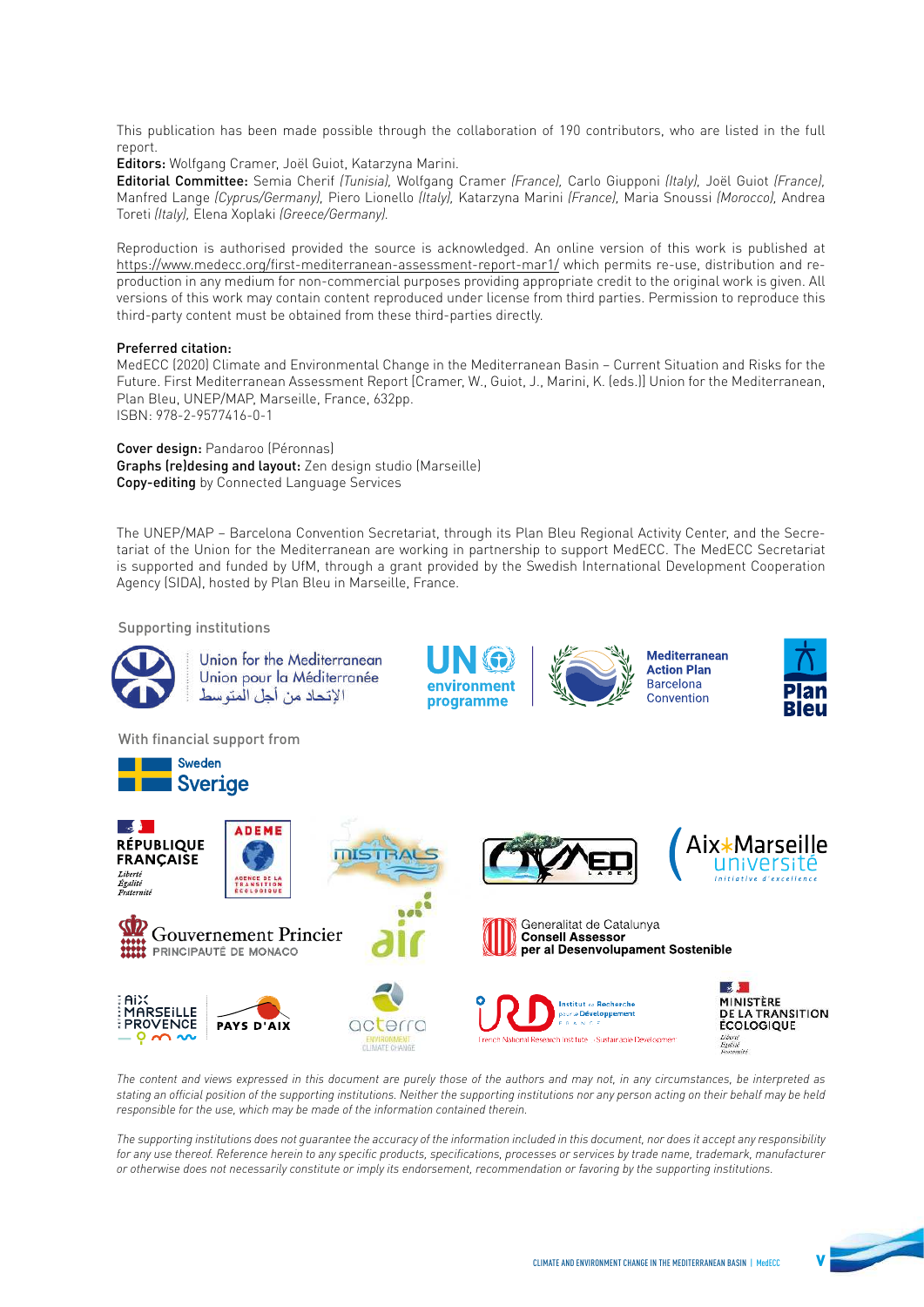This publication has been made possible through the collaboration of 190 contributors, who are listed in the full report.

**Editors:** Wolfgang Cramer, Joël Guiot, Katarzyna Marini.

**Editorial Committee:** Semia Cherif *(Tunisia)*, Wolfgang Cramer *(France)*, Carlo Giupponi *(Italy)*, Joël Guiot *(France)*, Manfred Lange *(Cyprus/Germany)*, Piero Lionello *(Italy)*, Katarzyna Marini *(France)*, Maria Snoussi *(Morocco)*, Andrea Toreti *(Italy)*, Elena Xoplaki *(Greece/Germany)*.

Reproduction is authorised provided the source is acknowledged. An online version of this work is published at https://www.medecc.org/first-mediterranean-assessment-report-mar1/ which permits re-use, distribution and reproduction in any medium for non-commercial purposes providing appropriate credit to the original work is given. All versions of this work may contain content reproduced under license from third parties. Permission to reproduce this third-party content must be obtained from these third-parties directly.

**Preferred citation:**
MedECC (2020) Climate and Environmental Change in the Mediterranean Basin – Current Situation and Risks for the Future. First Mediterranean Assessment Report [Cramer, W., Guiot, J., Marini, K. (eds.)] Union for the Mediterranean, Plan Bleu, UNEP/MAP, Marseille, France, 632pp.
ISBN: 978-2-9577416-0-1

**Cover design:** Pandaroo (Péronnas)
**Graphs (re)desing and layout:** Zen design studio (Marseille)
**Copy-editing** by Connected Language Services

The UNEP/MAP – Barcelona Convention Secretariat, through its Plan Bleu Regional Activity Center, and the Secretariat of the Union for the Mediterranean are working in partnership to support MedECC. The MedECC Secretariat is supported and funded by UfM, through a grant provided by the Swedish International Development Cooperation Agency (SIDA), hosted by Plan Bleu in Marseille, France.

Supporting institutions

Union for the Mediterranean
Union pour la Méditerranée
الإتحاد من أجل المتوسط

UN environment programme

Mediterranean Action Plan
Barcelona Convention

Plan Bleu

With financial support from

Sweden
Sverige

RÉPUBLIQUE FRANÇAISE
*Liberté Égalité Fraternité*

ADEME
AGENCE DE LA TRANSITION ÉCOLOGIQUE

MISTRALS

OT-MED LABEX

Aix*Marseille université
Initiative d'excellence

Gouvernement Princier
PRINCIPAUTÉ DE MONACO

air

Generalitat de Catalunya
**Consell Assessor**
**per al Desenvolupament Sostenible**

AIX MARSEILLE PROVENCE

PAYS D'AIX

acterra
ENVIRONMENT CLIMATE CHANGE

IRD
Institut de Recherche pour le Développement
FRANCE
French National Research Institute for Sustainable Development

MINISTÈRE DE LA TRANSITION ÉCOLOGIQUE
*Liberté Égalité Fraternité*

*The content and views expressed in this document are purely those of the authors and may not, in any circumstances, be interpreted as stating an official position of the supporting institutions. Neither the supporting institutions nor any person acting on their behalf may be held responsible for the use, which may be made of the information contained therein.*

*The supporting institutions does not guarantee the accuracy of the information included in this document, nor does it accept any responsibility for any use thereof. Reference herein to any specific products, specifications, processes or services by trade name, trademark, manufacturer or otherwise does not necessarily constitute or imply its endorsement, recommendation or favoring by the supporting institutions.*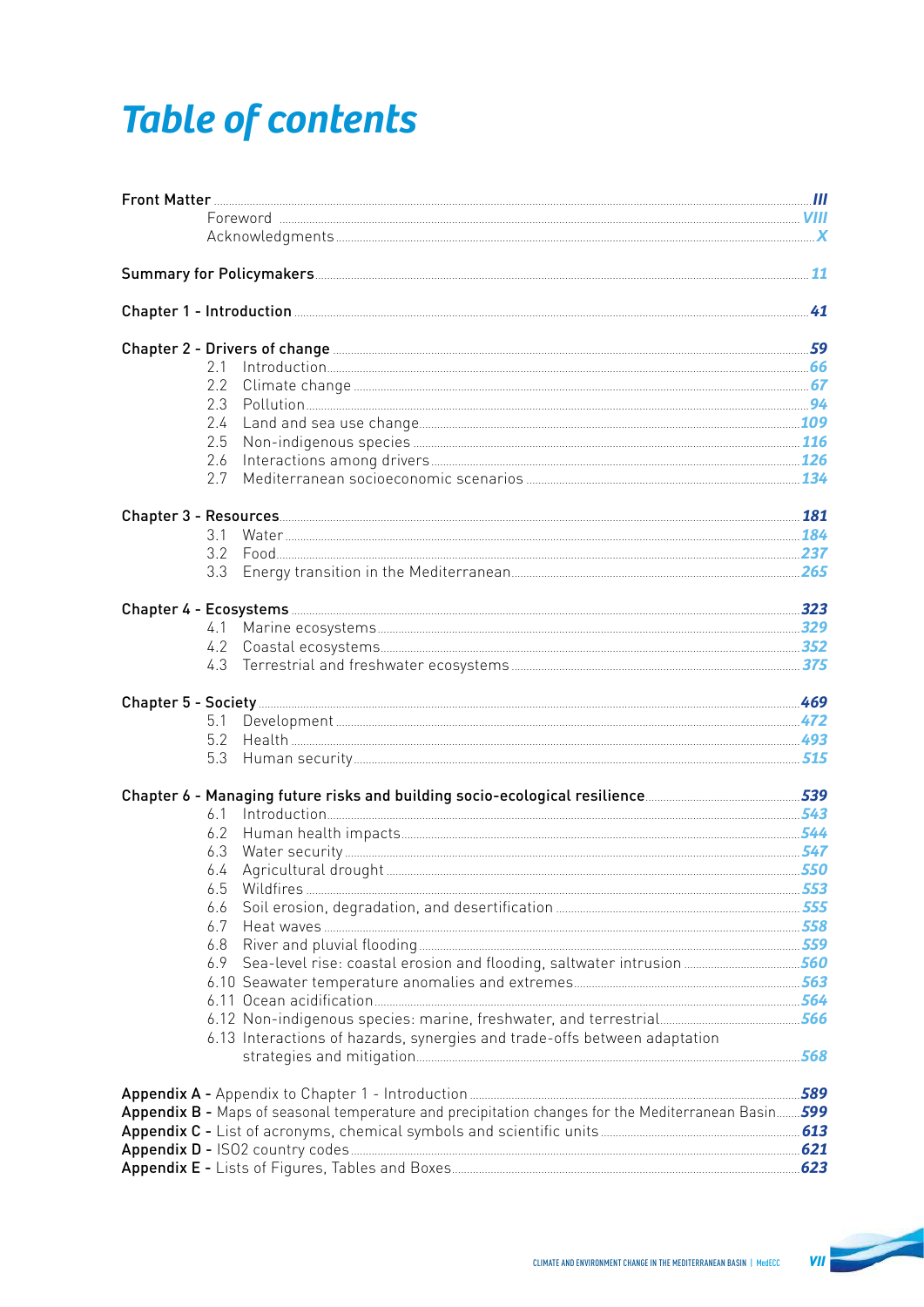# Table of contents

**Front Matter** ... *III*

- Foreword ... *VIII*
- Acknowledgments ... *X*

**Summary for Policymakers** ... *11*

**Chapter 1 - Introduction** ... *41*

**Chapter 2 - Drivers of change** ... *59*

- 2.1 Introduction ... *66*
- 2.2 Climate change ... *67*
- 2.3 Pollution ... *94*
- 2.4 Land and sea use change ... *109*
- 2.5 Non-indigenous species ... *116*
- 2.6 Interactions among drivers ... *126*
- 2.7 Mediterranean socioeconomic scenarios ... *134*

**Chapter 3 - Resources** ... *181*

- 3.1 Water ... *184*
- 3.2 Food ... *237*
- 3.3 Energy transition in the Mediterranean ... *265*

**Chapter 4 - Ecosystems** ... *323*

- 4.1 Marine ecosystems ... *329*
- 4.2 Coastal ecosystems ... *352*
- 4.3 Terrestrial and freshwater ecosystems ... *375*

**Chapter 5 - Society** ... *469*

- 5.1 Development ... *472*
- 5.2 Health ... *493*
- 5.3 Human security ... *515*

**Chapter 6 - Managing future risks and building socio-ecological resilience** ... *539*

- 6.1 Introduction ... *543*
- 6.2 Human health impacts ... *544*
- 6.3 Water security ... *547*
- 6.4 Agricultural drought ... *550*
- 6.5 Wildfires ... *553*
- 6.6 Soil erosion, degradation, and desertification ... *555*
- 6.7 Heat waves ... *558*
- 6.8 River and pluvial flooding ... *559*
- 6.9 Sea-level rise: coastal erosion and flooding, saltwater intrusion ... *560*
- 6.10 Seawater temperature anomalies and extremes ... *563*
- 6.11 Ocean acidification ... *564*
- 6.12 Non-indigenous species: marine, freshwater, and terrestrial ... *566*
- 6.13 Interactions of hazards, synergies and trade-offs between adaptation strategies and mitigation ... *568*

**Appendix A -** Appendix to Chapter 1 - Introduction ... *589*
**Appendix B -** Maps of seasonal temperature and precipitation changes for the Mediterranean Basin ... *599*
**Appendix C -** List of acronyms, chemical symbols and scientific units ... *613*
**Appendix D -** ISO2 country codes ... *621*
**Appendix E -** Lists of Figures, Tables and Boxes ... *623*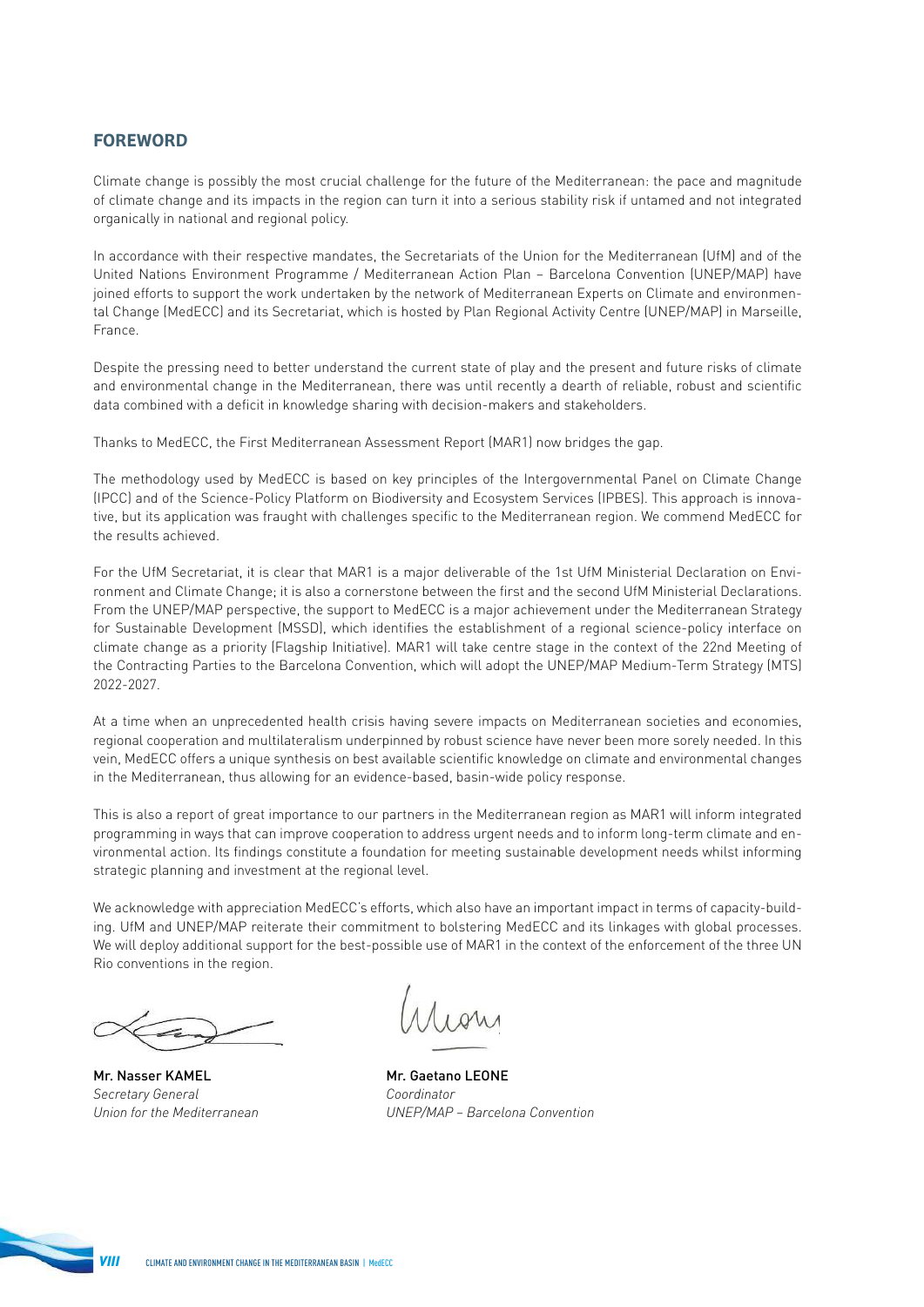## FOREWORD

Climate change is possibly the most crucial challenge for the future of the Mediterranean: the pace and magnitude of climate change and its impacts in the region can turn it into a serious stability risk if untamed and not integrated organically in national and regional policy.

In accordance with their respective mandates, the Secretariats of the Union for the Mediterranean (UfM) and of the United Nations Environment Programme / Mediterranean Action Plan – Barcelona Convention (UNEP/MAP) have joined efforts to support the work undertaken by the network of Mediterranean Experts on Climate and environmental Change (MedECC) and its Secretariat, which is hosted by Plan Regional Activity Centre (UNEP/MAP) in Marseille, France.

Despite the pressing need to better understand the current state of play and the present and future risks of climate and environmental change in the Mediterranean, there was until recently a dearth of reliable, robust and scientific data combined with a deficit in knowledge sharing with decision-makers and stakeholders.

Thanks to MedECC, the First Mediterranean Assessment Report (MAR1) now bridges the gap.

The methodology used by MedECC is based on key principles of the Intergovernmental Panel on Climate Change (IPCC) and of the Science-Policy Platform on Biodiversity and Ecosystem Services (IPBES). This approach is innovative, but its application was fraught with challenges specific to the Mediterranean region. We commend MedECC for the results achieved.

For the UfM Secretariat, it is clear that MAR1 is a major deliverable of the 1st UfM Ministerial Declaration on Environment and Climate Change; it is also a cornerstone between the first and the second UfM Ministerial Declarations. From the UNEP/MAP perspective, the support to MedECC is a major achievement under the Mediterranean Strategy for Sustainable Development (MSSD), which identifies the establishment of a regional science-policy interface on climate change as a priority (Flagship Initiative). MAR1 will take centre stage in the context of the 22nd Meeting of the Contracting Parties to the Barcelona Convention, which will adopt the UNEP/MAP Medium-Term Strategy (MTS) 2022-2027.

At a time when an unprecedented health crisis having severe impacts on Mediterranean societies and economies, regional cooperation and multilateralism underpinned by robust science have never been more sorely needed. In this vein, MedECC offers a unique synthesis on best available scientific knowledge on climate and environmental changes in the Mediterranean, thus allowing for an evidence-based, basin-wide policy response.

This is also a report of great importance to our partners in the Mediterranean region as MAR1 will inform integrated programming in ways that can improve cooperation to address urgent needs and to inform long-term climate and environmental action. Its findings constitute a foundation for meeting sustainable development needs whilst informing strategic planning and investment at the regional level.

We acknowledge with appreciation MedECC's efforts, which also have an important impact in terms of capacity-building. UfM and UNEP/MAP reiterate their commitment to bolstering MedECC and its linkages with global processes. We will deploy additional support for the best-possible use of MAR1 in the context of the enforcement of the three UN Rio conventions in the region.

Mr. Nasser KAMEL
*Secretary General*
*Union for the Mediterranean*

Mr. Gaetano LEONE
*Coordinator*
*UNEP/MAP – Barcelona Convention*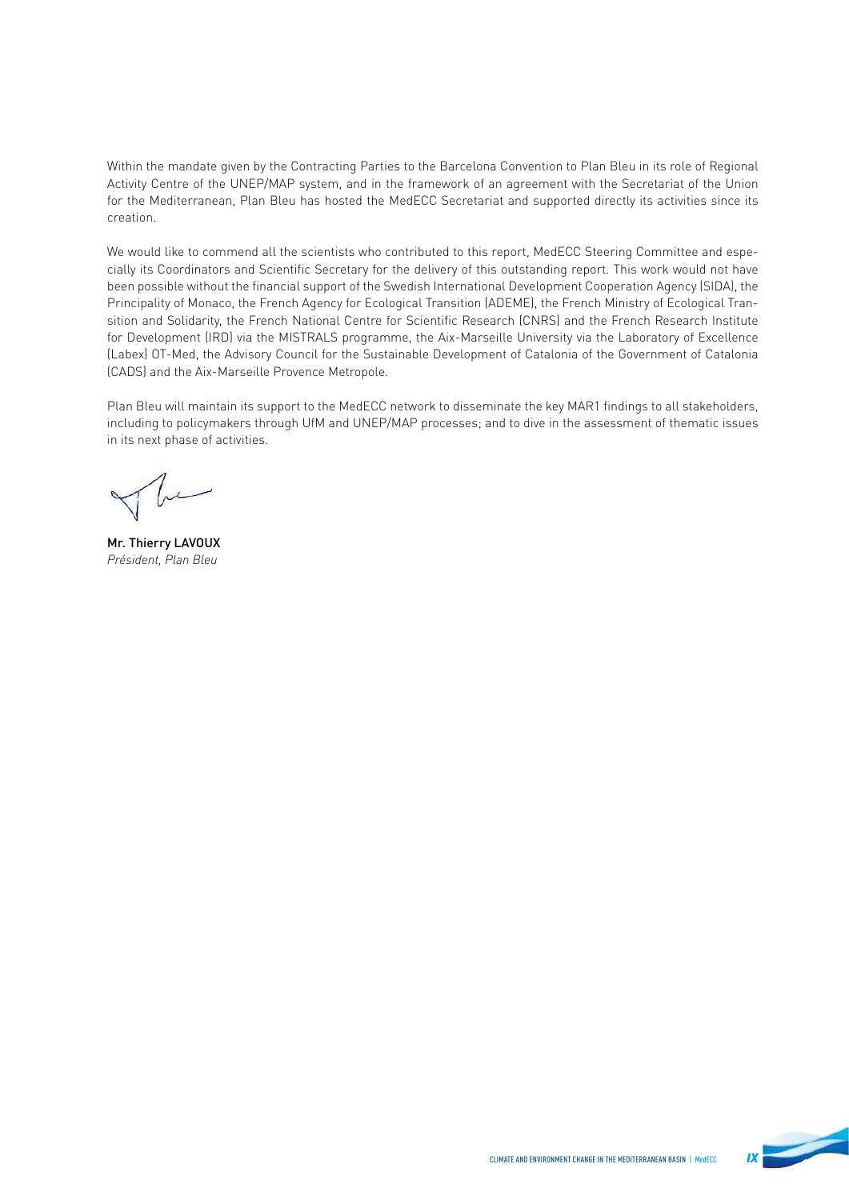Within the mandate given by the Contracting Parties to the Barcelona Convention to Plan Bleu in its role of Regional Activity Centre of the UNEP/MAP system, and in the framework of an agreement with the Secretariat of the Union for the Mediterranean, Plan Bleu has hosted the MedECC Secretariat and supported directly its activities since its creation.

We would like to commend all the scientists who contributed to this report, MedECC Steering Committee and especially its Coordinators and Scientific Secretary for the delivery of this outstanding report. This work would not have been possible without the financial support of the Swedish International Development Cooperation Agency (SIDA), the Principality of Monaco, the French Agency for Ecological Transition (ADEME), the French Ministry of Ecological Transition and Solidarity, the French National Centre for Scientific Research (CNRS) and the French Research Institute for Development (IRD) via the MISTRALS programme, the Aix-Marseille University via the Laboratory of Excellence (Labex) OT-Med, the Advisory Council for the Sustainable Development of Catalonia of the Government of Catalonia (CADS) and the Aix-Marseille Provence Metropole.

Plan Bleu will maintain its support to the MedECC network to disseminate the key MAR1 findings to all stakeholders, including to policymakers through UfM and UNEP/MAP processes; and to dive in the assessment of thematic issues in its next phase of activities.

Mr. Thierry LAVOUX
*Président, Plan Bleu*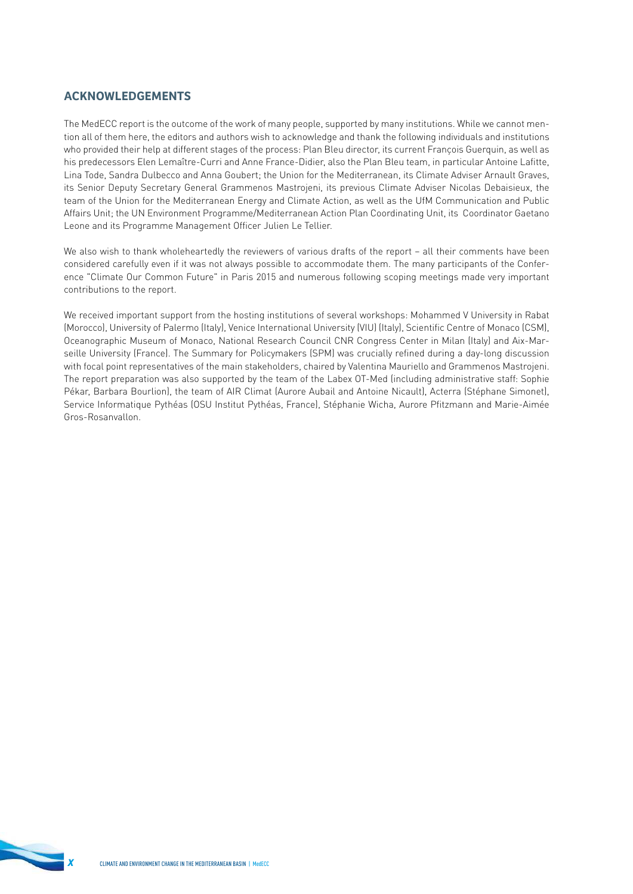## ACKNOWLEDGEMENTS

The MedECC report is the outcome of the work of many people, supported by many institutions. While we cannot mention all of them here, the editors and authors wish to acknowledge and thank the following individuals and institutions who provided their help at different stages of the process: Plan Bleu director, its current François Guerquin, as well as his predecessors Elen Lemaître-Curri and Anne France-Didier, also the Plan Bleu team, in particular Antoine Lafitte, Lina Tode, Sandra Dulbecco and Anna Goubert; the Union for the Mediterranean, its Climate Adviser Arnault Graves, its Senior Deputy Secretary General Grammenos Mastrojeni, its previous Climate Adviser Nicolas Debaisieux, the team of the Union for the Mediterranean Energy and Climate Action, as well as the UfM Communication and Public Affairs Unit; the UN Environment Programme/Mediterranean Action Plan Coordinating Unit, its Coordinator Gaetano Leone and its Programme Management Officer Julien Le Tellier.

We also wish to thank wholeheartedly the reviewers of various drafts of the report – all their comments have been considered carefully even if it was not always possible to accommodate them. The many participants of the Conference "Climate Our Common Future" in Paris 2015 and numerous following scoping meetings made very important contributions to the report.

We received important support from the hosting institutions of several workshops: Mohammed V University in Rabat (Morocco), University of Palermo (Italy), Venice International University (VIU) (Italy), Scientific Centre of Monaco (CSM), Oceanographic Museum of Monaco, National Research Council CNR Congress Center in Milan (Italy) and Aix-Marseille University (France). The Summary for Policymakers (SPM) was crucially refined during a day-long discussion with focal point representatives of the main stakeholders, chaired by Valentina Mauriello and Grammenos Mastrojeni. The report preparation was also supported by the team of the Labex OT-Med (including administrative staff: Sophie Pékar, Barbara Bourlion), the team of AIR Climat (Aurore Aubail and Antoine Nicault), Acterra (Stéphane Simonet), Service Informatique Pythéas (OSU Institut Pythéas, France), Stéphanie Wicha, Aurore Pfitzmann and Marie-Aimée Gros-Rosanvallon.